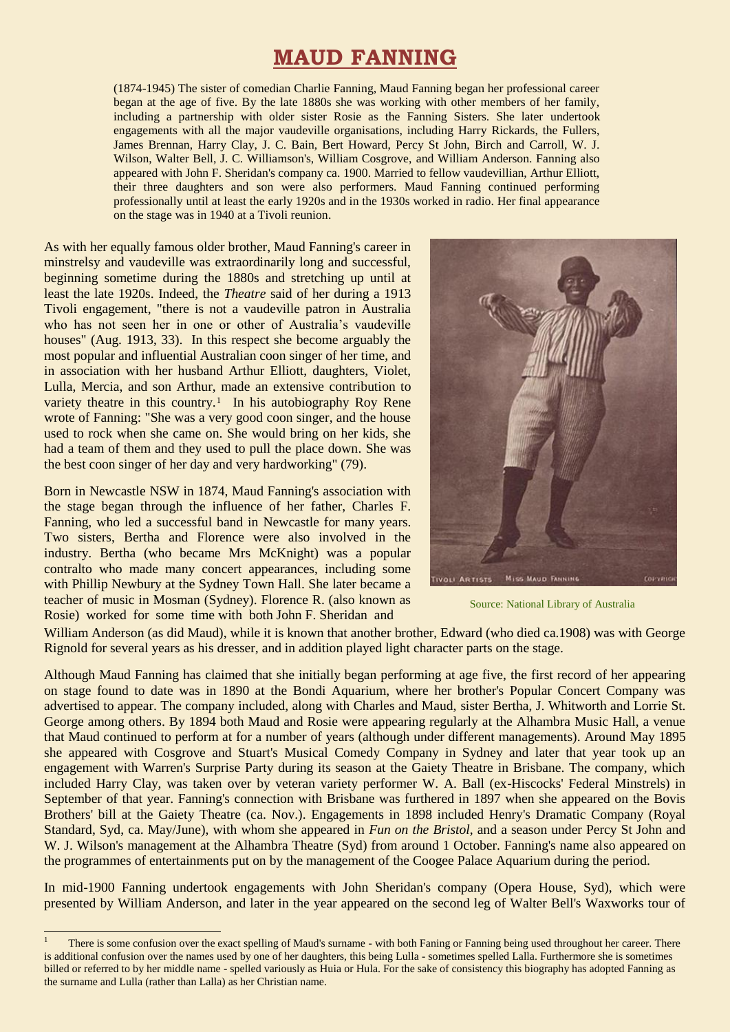# MAUD FANNING

(1874-1945) The sister of comedian Charlie Fanning, Maud Fanning began her professional career began at the age of five. By the late 1880s she was working with other members of her family, including a partnership with older sister Rosie as the Fanning Sisters. She later undertook engagements with all the major vaudeville organisations, including Harry Rickards, the Fullers, James Brennan, Harry Clay, J. C. Bain, Bert Howard, Percy St John, Birch and Carroll, W. J. Wilson, Walter Bell, J. C. Williamson's, William Cosgrove, and William Anderson. Fanning also appeared with John F. Sheridan's company ca. 1900. Married to fellow vaudevillian, Arthur Elliott, their three daughters and son were also performers. Maud Fanning continued performing professionally until at least the early 1920s and in the 1930s worked in radio. Her final appearance on the stage was in 1940 at a Tivoli reunion.

As with her equally famous older brother, Maud Fanning's career in minstrelsy and vaudeville was extraordinarily long and successful, beginning sometime during the 1880s and stretching up until at least the late 1920s. Indeed, the *Theatre* said of her during a 1913 Tivoli engagement, "there is not a vaudeville patron in Australia who has not seen her in one or other of Australia's vaudeville houses" (Aug. 1913, 33). In this respect she become arguably the most popular and influential Australian coon singer of her time, and in association with her husband Arthur Elliott, daughters, Violet, Lulla, Mercia, and son Arthur, made an extensive contribution to variety theatre in this country.[1] In his autobiography Roy Rene wrote of Fanning: "She was a very good coon singer, and the house used to rock when she came on. She would bring on her kids, she had a team of them and they used to pull the place down. She was the best coon singer of her day and very hardworking" (79).

Source: National Library of Australia

Born in Newcastle NSW in 1874, Maud Fanning's association with the stage began through the influence of her father, Charles F. Fanning, who led a successful band in Newcastle for many years. Two sisters, Bertha and Florence were also involved in the industry. Bertha (who became Mrs McKnight) was a popular contralto who made many concert appearances, including some with Phillip Newbury at the Sydney Town Hall. She later became a teacher of music in Mosman (Sydney). Florence R. (also known as Rosie) worked for some time with both John F. Sheridan and William Anderson (as did Maud), while it is known that another brother, Edward (who died ca.1908) was with George Rignold for several years as his dresser, and in addition played light character parts on the stage.

Although Maud Fanning has claimed that she initially began performing at age five, the first record of her appearing on stage found to date was in 1890 at the Bondi Aquarium, where her brother's Popular Concert Company was advertised to appear. The company included, along with Charles and Maud, sister Bertha, J. Whitworth and Lorrie St. George among others. By 1894 both Maud and Rosie were appearing regularly at the Alhambra Music Hall, a venue that Maud continued to perform at for a number of years (although under different managements). Around May 1895 she appeared with Cosgrove and Stuart's Musical Comedy Company in Sydney and later that year took up an engagement with Warren's Surprise Party during its season at the Gaiety Theatre in Brisbane. The company, which included Harry Clay, was taken over by veteran variety performer W. A. Ball (ex-Hiscocks' Federal Minstrels) in September of that year. Fanning's connection with Brisbane was furthered in 1897 when she appeared on the Bovis Brothers' bill at the Gaiety Theatre (ca. Nov.). Engagements in 1898 included Henry's Dramatic Company (Royal Standard, Syd, ca. May/June), with whom she appeared in *Fun on the Bristol*, and a season under Percy St John and W. J. Wilson's management at the Alhambra Theatre (Syd) from around 1 October. Fanning's name also appeared on the programmes of entertainments put on by the management of the Coogee Palace Aquarium during the period.

In mid-1900 Fanning undertook engagements with John Sheridan's company (Opera House, Syd), which were presented by William Anderson, and later in the year appeared on the second leg of Walter Bell's Waxworks tour of

---

[1] There is some confusion over the exact spelling of Maud's surname - with both Faning or Fanning being used throughout her career. There is additional confusion over the names used by one of her daughters, this being Lulla - sometimes spelled Lalla. Furthermore she is sometimes billed or referred to by her middle name - spelled variously as Huia or Hula. For the sake of consistency this biography has adopted Fanning as the surname and Lulla (rather than Lalla) as her Christian name.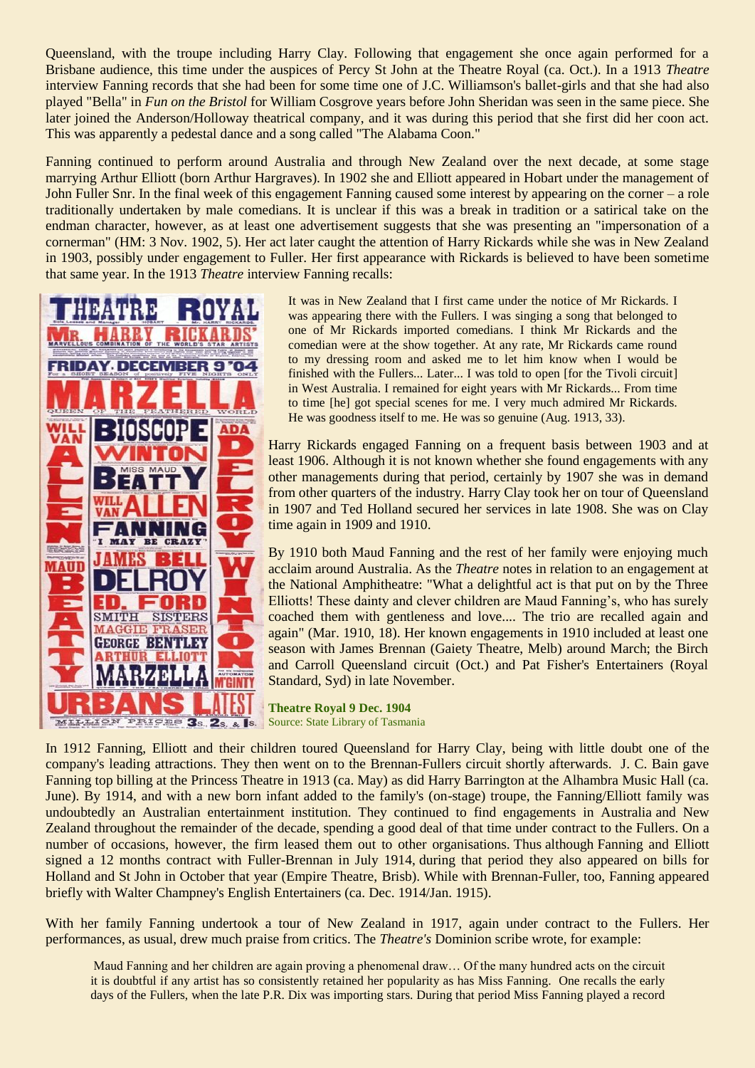Queensland, with the troupe including Harry Clay. Following that engagement she once again performed for a Brisbane audience, this time under the auspices of Percy St John at the Theatre Royal (ca. Oct.). In a 1913 *Theatre* interview Fanning records that she had been for some time one of J.C. Williamson's ballet-girls and that she had also played "Bella" in *Fun on the Bristol* for William Cosgrove years before John Sheridan was seen in the same piece. She later joined the Anderson/Holloway theatrical company, and it was during this period that she first did her coon act. This was apparently a pedestal dance and a song called "The Alabama Coon."

Fanning continued to perform around Australia and through New Zealand over the next decade, at some stage marrying Arthur Elliott (born Arthur Hargraves). In 1902 she and Elliott appeared in Hobart under the management of John Fuller Snr. In the final week of this engagement Fanning caused some interest by appearing on the corner – a role traditionally undertaken by male comedians. It is unclear if this was a break in tradition or a satirical take on the endman character, however, as at least one advertisement suggests that she was presenting an "impersonation of a cornerman" (HM: 3 Nov. 1902, 5). Her act later caught the attention of Harry Rickards while she was in New Zealand in 1903, possibly under engagement to Fuller. Her first appearance with Rickards is believed to have been sometime that same year. In the 1913 *Theatre* interview Fanning recalls:

> It was in New Zealand that I first came under the notice of Mr Rickards. I was appearing there with the Fullers. I was singing a song that belonged to one of Mr Rickards imported comedians. I think Mr Rickards and the comedian were at the show together. At any rate, Mr Rickards came round to my dressing room and asked me to let him know when I would be finished with the Fullers... Later... I was told to open [for the Tivoli circuit] in West Australia. I remained for eight years with Mr Rickards... From time to time [he] got special scenes for me. I very much admired Mr Rickards. He was goodness itself to me. He was so genuine (Aug. 1913, 33).

Harry Rickards engaged Fanning on a frequent basis between 1903 and at least 1906. Although it is not known whether she found engagements with any other managements during that period, certainly by 1907 she was in demand from other quarters of the industry. Harry Clay took her on tour of Queensland in 1907 and Ted Holland secured her services in late 1908. She was on Clay time again in 1909 and 1910.

By 1910 both Maud Fanning and the rest of her family were enjoying much acclaim around Australia. As the *Theatre* notes in relation to an engagement at the National Amphitheatre: "What a delightful act is that put on by the Three Elliotts! These dainty and clever children are Maud Fanning's, who has surely coached them with gentleness and love.... The trio are recalled again and again" (Mar. 1910, 18). Her known engagements in 1910 included at least one season with James Brennan (Gaiety Theatre, Melb) around March; the Birch and Carroll Queensland circuit (Oct.) and Pat Fisher's Entertainers (Royal Standard, Syd) in late November.

**Theatre Royal 9 Dec. 1904**
Source: State Library of Tasmania

In 1912 Fanning, Elliott and their children toured Queensland for Harry Clay, being with little doubt one of the company's leading attractions. They then went on to the Brennan-Fullers circuit shortly afterwards. J. C. Bain gave Fanning top billing at the Princess Theatre in 1913 (ca. May) as did Harry Barrington at the Alhambra Music Hall (ca. June). By 1914, and with a new born infant added to the family's (on-stage) troupe, the Fanning/Elliott family was undoubtedly an Australian entertainment institution. They continued to find engagements in Australia and New Zealand throughout the remainder of the decade, spending a good deal of that time under contract to the Fullers. On a number of occasions, however, the firm leased them out to other organisations. Thus although Fanning and Elliott signed a 12 months contract with Fuller-Brennan in July 1914, during that period they also appeared on bills for Holland and St John in October that year (Empire Theatre, Brisb). While with Brennan-Fuller, too, Fanning appeared briefly with Walter Champney's English Entertainers (ca. Dec. 1914/Jan. 1915).

With her family Fanning undertook a tour of New Zealand in 1917, again under contract to the Fullers. Her performances, as usual, drew much praise from critics. The *Theatre's* Dominion scribe wrote, for example:

> Maud Fanning and her children are again proving a phenomenal draw… Of the many hundred acts on the circuit it is doubtful if any artist has so consistently retained her popularity as has Miss Fanning. One recalls the early days of the Fullers, when the late P.R. Dix was importing stars. During that period Miss Fanning played a record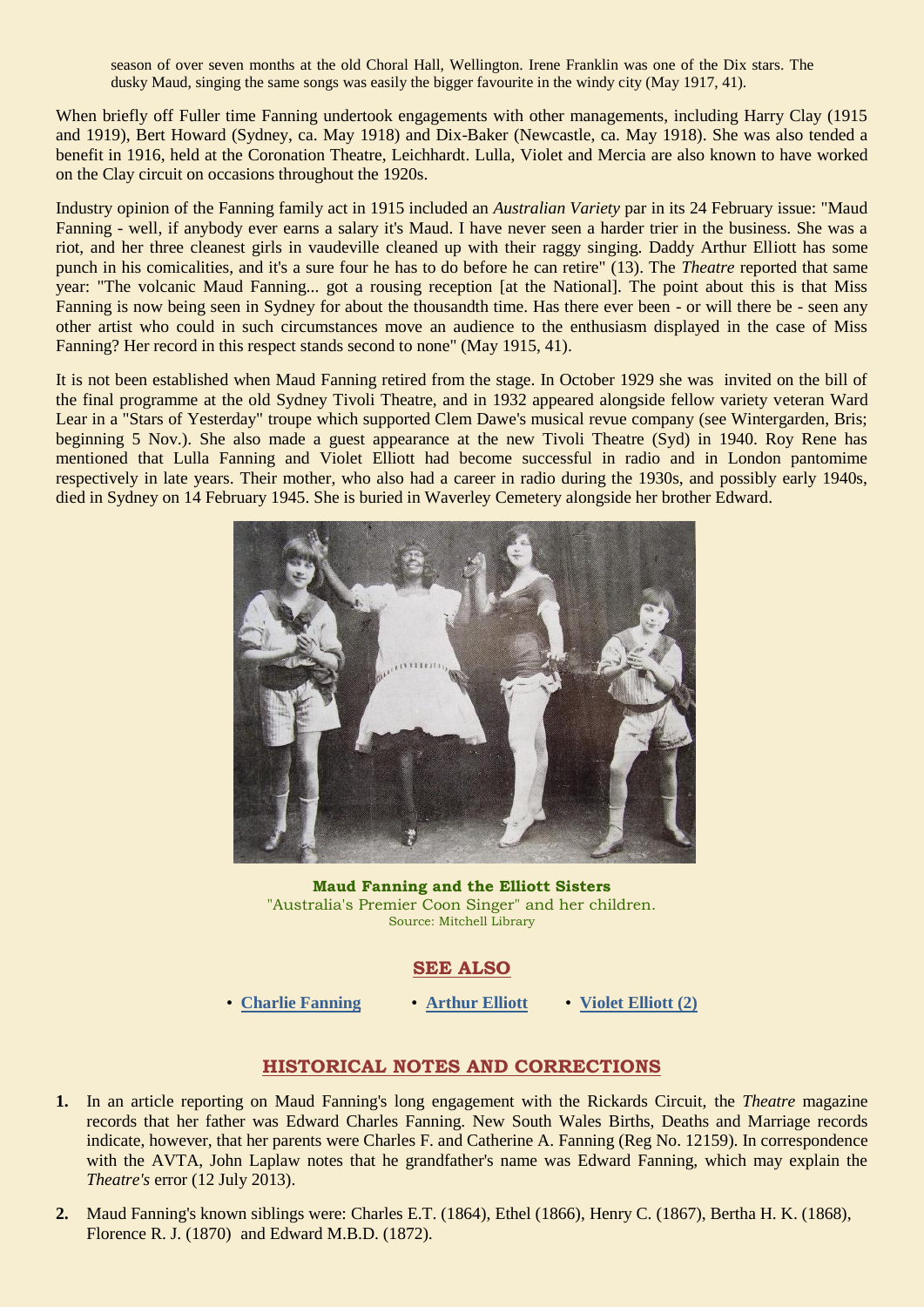season of over seven months at the old Choral Hall, Wellington. Irene Franklin was one of the Dix stars. The dusky Maud, singing the same songs was easily the bigger favourite in the windy city (May 1917, 41).

When briefly off Fuller time Fanning undertook engagements with other managements, including Harry Clay (1915 and 1919), Bert Howard (Sydney, ca. May 1918) and Dix-Baker (Newcastle, ca. May 1918). She was also tended a benefit in 1916, held at the Coronation Theatre, Leichhardt. Lulla, Violet and Mercia are also known to have worked on the Clay circuit on occasions throughout the 1920s.

Industry opinion of the Fanning family act in 1915 included an *Australian Variety* par in its 24 February issue: "Maud Fanning - well, if anybody ever earns a salary it's Maud. I have never seen a harder trier in the business. She was a riot, and her three cleanest girls in vaudeville cleaned up with their raggy singing. Daddy Arthur Elliott has some punch in his comicalities, and it's a sure four he has to do before he can retire" (13). The *Theatre* reported that same year: "The volcanic Maud Fanning... got a rousing reception [at the National]. The point about this is that Miss Fanning is now being seen in Sydney for about the thousandth time. Has there ever been - or will there be - seen any other artist who could in such circumstances move an audience to the enthusiasm displayed in the case of Miss Fanning? Her record in this respect stands second to none" (May 1915, 41).

It is not been established when Maud Fanning retired from the stage. In October 1929 she was invited on the bill of the final programme at the old Sydney Tivoli Theatre, and in 1932 appeared alongside fellow variety veteran Ward Lear in a "Stars of Yesterday" troupe which supported Clem Dawe's musical revue company (see Wintergarden, Bris; beginning 5 Nov.). She also made a guest appearance at the new Tivoli Theatre (Syd) in 1940. Roy Rene has mentioned that Lulla Fanning and Violet Elliott had become successful in radio and in London pantomime respectively in late years. Their mother, who also had a career in radio during the 1930s, and possibly early 1940s, died in Sydney on 14 February 1945. She is buried in Waverley Cemetery alongside her brother Edward.

**Maud Fanning and the Elliott Sisters**
"Australia's Premier Coon Singer" and her children.
Source: Mitchell Library

## SEE ALSO

- Charlie Fanning
- Arthur Elliott
- Violet Elliott (2)

## HISTORICAL NOTES AND CORRECTIONS

1. In an article reporting on Maud Fanning's long engagement with the Rickards Circuit, the *Theatre* magazine records that her father was Edward Charles Fanning. New South Wales Births, Deaths and Marriage records indicate, however, that her parents were Charles F. and Catherine A. Fanning (Reg No. 12159). In correspondence with the AVTA, John Laplaw notes that he grandfather's name was Edward Fanning, which may explain the *Theatre's* error (12 July 2013).

2. Maud Fanning's known siblings were: Charles E.T. (1864), Ethel (1866), Henry C. (1867), Bertha H. K. (1868), Florence R. J. (1870) and Edward M.B.D. (1872).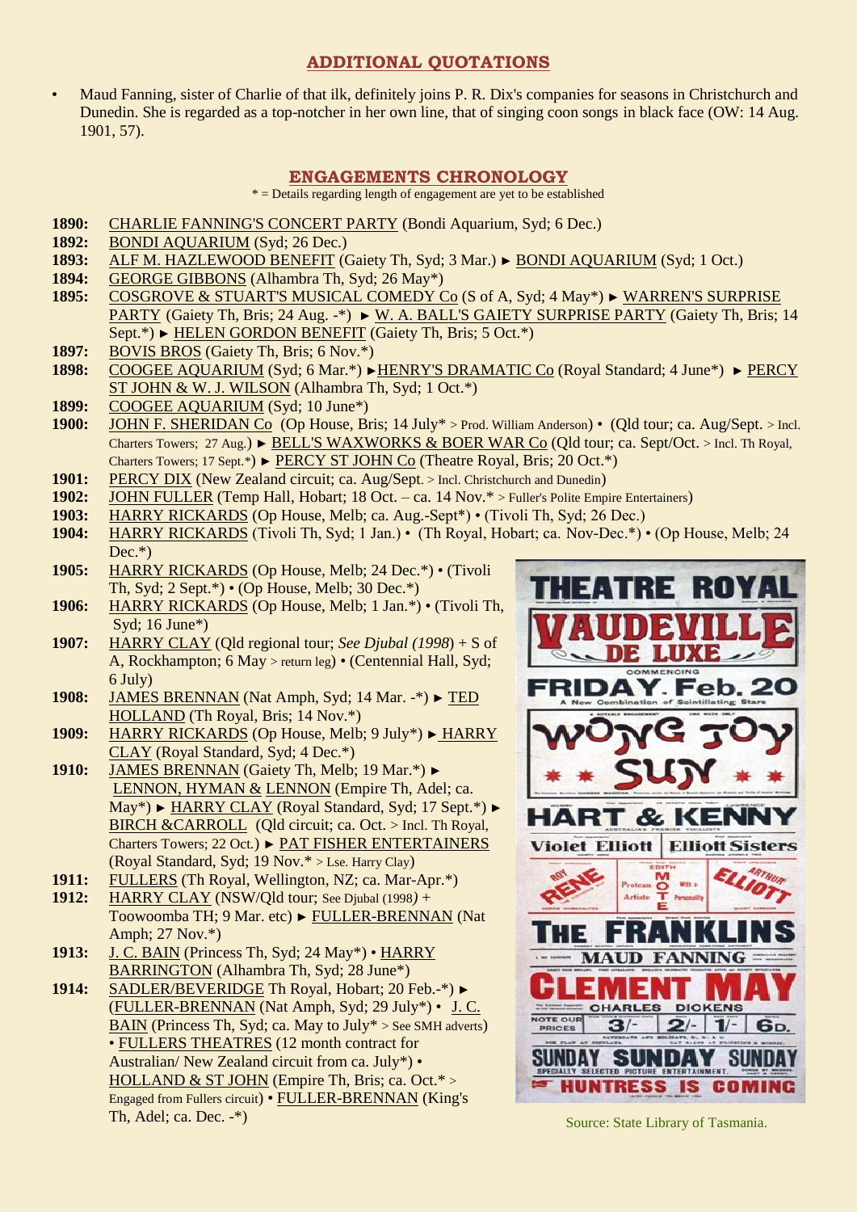## ADDITIONAL QUOTATIONS

- Maud Fanning, sister of Charlie of that ilk, definitely joins P. R. Dix's companies for seasons in Christchurch and Dunedin. She is regarded as a top-notcher in her own line, that of singing coon songs in black face (OW: 14 Aug. 1901, 57).

## ENGAGEMENTS CHRONOLOGY

* = Details regarding length of engagement are yet to be established

**1890:** CHARLIE FANNING'S CONCERT PARTY (Bondi Aquarium, Syd; 6 Dec.)

**1892:** BONDI AQUARIUM (Syd; 26 Dec.)

**1893:** ALF M. HAZLEWOOD BENEFIT (Gaiety Th, Syd; 3 Mar.) ► BONDI AQUARIUM (Syd; 1 Oct.)

**1894:** GEORGE GIBBONS (Alhambra Th, Syd; 26 May*)

**1895:** COSGROVE & STUART'S MUSICAL COMEDY Co (S of A, Syd; 4 May*) ► WARREN'S SURPRISE PARTY (Gaiety Th, Bris; 24 Aug. -*) ► W. A. BALL'S GAIETY SURPRISE PARTY (Gaiety Th, Bris; 14 Sept.*) ► HELEN GORDON BENEFIT (Gaiety Th, Bris; 5 Oct.*)

**1897:** BOVIS BROS (Gaiety Th, Bris; 6 Nov.*)

**1898:** COOGEE AQUARIUM (Syd; 6 Mar.*) ►HENRY'S DRAMATIC Co (Royal Standard; 4 June*) ► PERCY ST JOHN & W. J. WILSON (Alhambra Th, Syd; 1 Oct.*)

**1899:** COOGEE AQUARIUM (Syd; 10 June*)

**1900:** JOHN F. SHERIDAN Co (Op House, Bris; 14 July* > Prod. William Anderson) • (Qld tour; ca. Aug/Sept. > Incl. Charters Towers; 27 Aug.) ► BELL'S WAXWORKS & BOER WAR Co (Qld tour; ca. Sept/Oct. > Incl. Th Royal, Charters Towers; 17 Sept.*) ► PERCY ST JOHN Co (Theatre Royal, Bris; 20 Oct.*)

**1901:** PERCY DIX (New Zealand circuit; ca. Aug/Sept. > Incl. Christchurch and Dunedin)

**1902:** JOHN FULLER (Temp Hall, Hobart; 18 Oct. – ca. 14 Nov.* > Fuller's Polite Empire Entertainers)

**1903:** HARRY RICKARDS (Op House, Melb; ca. Aug.-Sept*) • (Tivoli Th, Syd; 26 Dec.)

**1904:** HARRY RICKARDS (Tivoli Th, Syd; 1 Jan.) • (Th Royal, Hobart; ca. Nov-Dec.*) • (Op House, Melb; 24 Dec.*)

**1905:** HARRY RICKARDS (Op House, Melb; 24 Dec.*) • (Tivoli Th, Syd; 2 Sept.*) • (Op House, Melb; 30 Dec.*)

**1906:** HARRY RICKARDS (Op House, Melb; 1 Jan.*) • (Tivoli Th, Syd; 16 June*)

**1907:** HARRY CLAY (Qld regional tour; *See Djubal (1998*) + S of A, Rockhampton; 6 May > return leg) • (Centennial Hall, Syd; 6 July)

**1908:** JAMES BRENNAN (Nat Amph, Syd; 14 Mar. -*) ► TED HOLLAND (Th Royal, Bris; 14 Nov.*)

**1909:** HARRY RICKARDS (Op House, Melb; 9 July*) ► HARRY CLAY (Royal Standard, Syd; 4 Dec.*)

**1910:** JAMES BRENNAN (Gaiety Th, Melb; 19 Mar.*) ► LENNON, HYMAN & LENNON (Empire Th, Adel; ca. May*) ► HARRY CLAY (Royal Standard, Syd; 17 Sept.*) ► BIRCH &CARROLL (Qld circuit; ca. Oct. > Incl. Th Royal, Charters Towers; 22 Oct.) ► PAT FISHER ENTERTAINERS (Royal Standard, Syd; 19 Nov.* > Lse. Harry Clay)

**1911:** FULLERS (Th Royal, Wellington, NZ; ca. Mar-Apr.*)

**1912:** HARRY CLAY (NSW/Qld tour; See Djubal (1998) + Toowoomba TH; 9 Mar. etc) ► FULLER-BRENNAN (Nat Amph; 27 Nov.*)

**1913:** J. C. BAIN (Princess Th, Syd; 24 May*) • HARRY BARRINGTON (Alhambra Th, Syd; 28 June*)

**1914:** SADLER/BEVERIDGE Th Royal, Hobart; 20 Feb.-*) ► (FULLER-BRENNAN (Nat Amph, Syd; 29 July*) • J. C. BAIN (Princess Th, Syd; ca. May to July* > See SMH adverts) • FULLERS THEATRES (12 month contract for Australian/ New Zealand circuit from ca. July*) • HOLLAND & ST JOHN (Empire Th, Bris; ca. Oct.* > Engaged from Fullers circuit) • FULLER-BRENNAN (King's Th, Adel; ca. Dec. -*)

Source: State Library of Tasmania.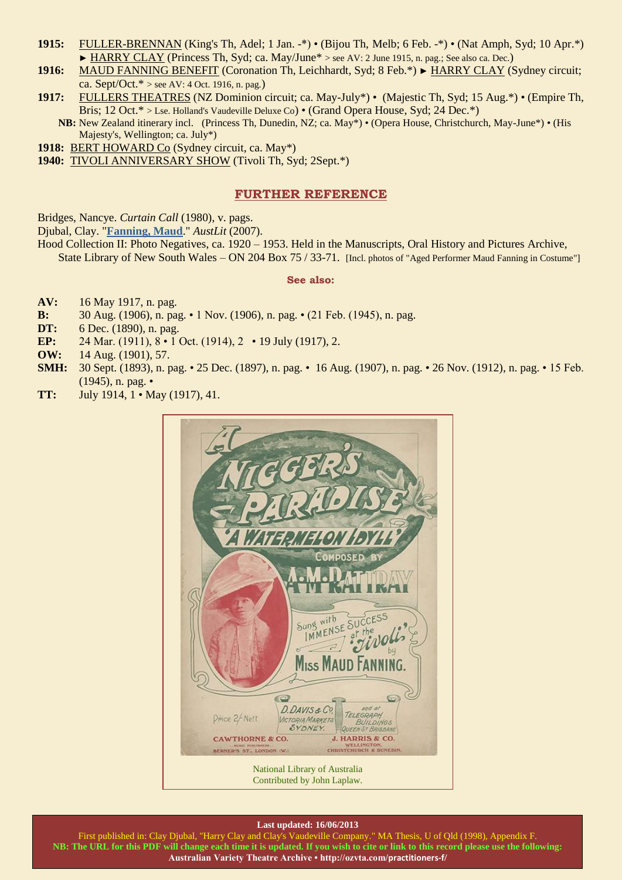**1915:** FULLER-BRENNAN (King's Th, Adel; 1 Jan. -*) • (Bijou Th, Melb; 6 Feb. -*) • (Nat Amph, Syd; 10 Apr.*) ► HARRY CLAY (Princess Th, Syd; ca. May/June* > see AV: 2 June 1915, n. pag.; See also ca. Dec.)

**1916:** MAUD FANNING BENEFIT (Coronation Th, Leichhardt, Syd; 8 Feb.*) ► HARRY CLAY (Sydney circuit; ca. Sept/Oct.* > see AV: 4 Oct. 1916, n. pag.)

**1917:** FULLERS THEATRES (NZ Dominion circuit; ca. May-July*) • (Majestic Th, Syd; 15 Aug.*) • (Empire Th, Bris; 12 Oct.* > Lse. Holland's Vaudeville Deluxe Co) • (Grand Opera House, Syd; 24 Dec.*)

**NB:** New Zealand itinerary incl. (Princess Th, Dunedin, NZ; ca. May*) • (Opera House, Christchurch, May-June*) • (His Majesty's, Wellington; ca. July*)

**1918:** BERT HOWARD Co (Sydney circuit, ca. May*)

**1940:** TIVOLI ANNIVERSARY SHOW (Tivoli Th, Syd; 2Sept.*)

## FURTHER REFERENCE

Bridges, Nancye. *Curtain Call* (1980), v. pags.

Djubal, Clay. "**Fanning, Maud**." *AustLit* (2007).

Hood Collection II: Photo Negatives, ca. 1920 – 1953. Held in the Manuscripts, Oral History and Pictures Archive, State Library of New South Wales – ON 204 Box 75 / 33-71. [Incl. photos of "Aged Performer Maud Fanning in Costume"]

**See also:**

**AV:** 16 May 1917, n. pag.

**B:** 30 Aug. (1906), n. pag. • 1 Nov. (1906), n. pag. • (21 Feb. (1945), n. pag.

**DT:** 6 Dec. (1890), n. pag.

**EP:** 24 Mar. (1911), 8 • 1 Oct. (1914), 2 • 19 July (1917), 2.

**OW:** 14 Aug. (1901), 57.

**SMH:** 30 Sept. (1893), n. pag. • 25 Dec. (1897), n. pag. • 16 Aug. (1907), n. pag. • 26 Nov. (1912), n. pag. • 15 Feb. (1945), n. pag. •

**TT:** July 1914, 1 • May (1917), 41.

National Library of Australia
Contributed by John Laplaw.

**Last updated: 16/06/2013**

First published in: Clay Djubal, "Harry Clay and Clay's Vaudeville Company." MA Thesis, U of Qld (1998), Appendix F.

**NB: The URL for this PDF will change each time it is updated. If you wish to cite or link to this record please use the following: Australian Variety Theatre Archive • http://ozvta.com/practitioners-f/**